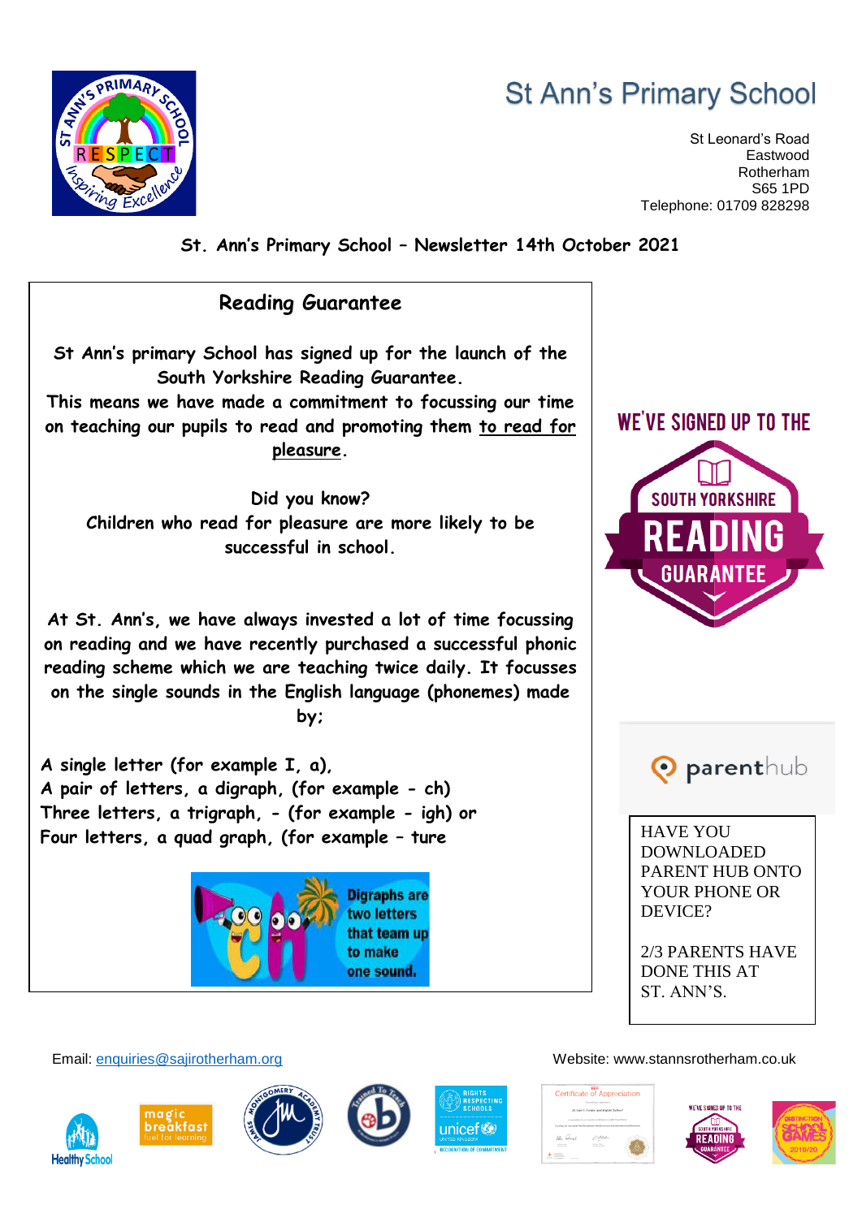# St Ann's Primary School

St Leonard's Road
Eastwood
Rotherham
S65 1PD
Telephone: 01709 828298

**St. Ann's Primary School – Newsletter 14th October 2021**

## Reading Guarantee

St Ann's primary School has signed up for the launch of the South Yorkshire Reading Guarantee.
This means we have made a commitment to focussing our time on teaching our pupils to read and promoting them to read for pleasure.

Did you know?
Children who read for pleasure are more likely to be successful in school.

At St. Ann's, we have always invested a lot of time focussing on reading and we have recently purchased a successful phonic reading scheme which we are teaching twice daily. It focusses on the single sounds in the English language (phonemes) made by;

A single letter (for example I, a),
A pair of letters, a digraph, (for example - ch)
Three letters, a trigraph, - (for example - igh) or
Four letters, a quad graph, (for example – ture

Digraphs are two letters that team up to make one sound.

WE'VE SIGNED UP TO THE SOUTH YORKSHIRE READING GUARANTEE

parenthub

HAVE YOU DOWNLOADED PARENT HUB ONTO YOUR PHONE OR DEVICE?

2/3 PARENTS HAVE DONE THIS AT ST. ANN'S.

Email: enquiries@sajirotherham.org
Website: www.stannsrotherham.co.uk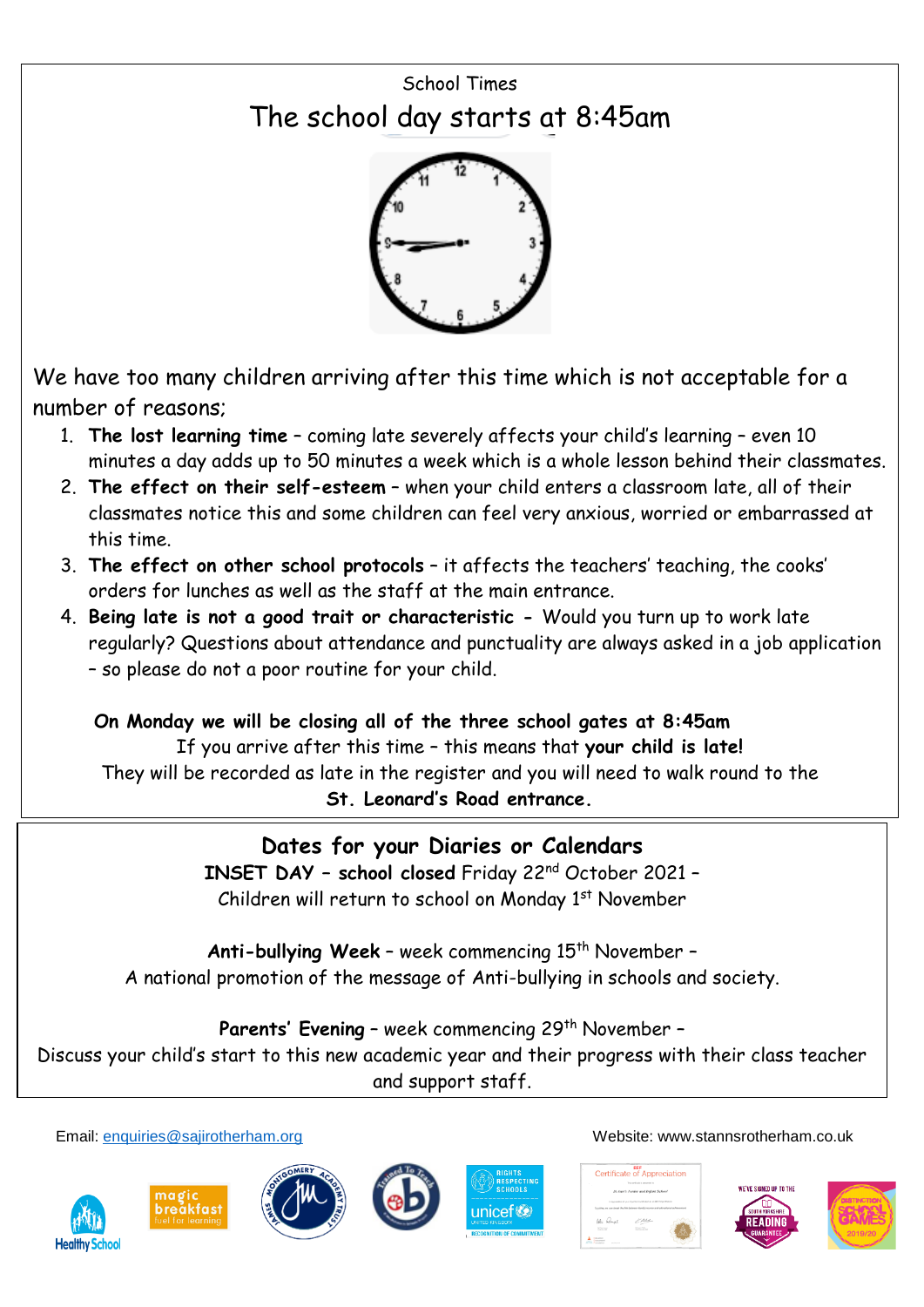School Times

# The school day starts at 8:45am

We have too many children arriving after this time which is not acceptable for a number of reasons;

1. **The lost learning time** – coming late severely affects your child's learning – even 10 minutes a day adds up to 50 minutes a week which is a whole lesson behind their classmates.
2. **The effect on their self-esteem** – when your child enters a classroom late, all of their classmates notice this and some children can feel very anxious, worried or embarrassed at this time.
3. **The effect on other school protocols** – it affects the teachers' teaching, the cooks' orders for lunches as well as the staff at the main entrance.
4. **Being late is not a good trait or characteristic -** Would you turn up to work late regularly? Questions about attendance and punctuality are always asked in a job application – so please do not a poor routine for your child.

***On Monday we will be closing all of the three school gates at 8:45am***

If you arrive after this time – this means that **your child is late!**

They will be recorded as late in the register and you will need to walk round to the **St. Leonard's Road entrance.**

## Dates for your Diaries or Calendars

**INSET DAY** – **school closed** Friday 22nd October 2021 – Children will return to school on Monday 1st November

**Anti-bullying Week** – week commencing 15th November – A national promotion of the message of Anti-bullying in schools and society.

**Parents' Evening** – week commencing 29th November – Discuss your child's start to this new academic year and their progress with their class teacher and support staff.

Email: enquiries@sajirotherham.org

Website: www.stannsrotherham.co.uk